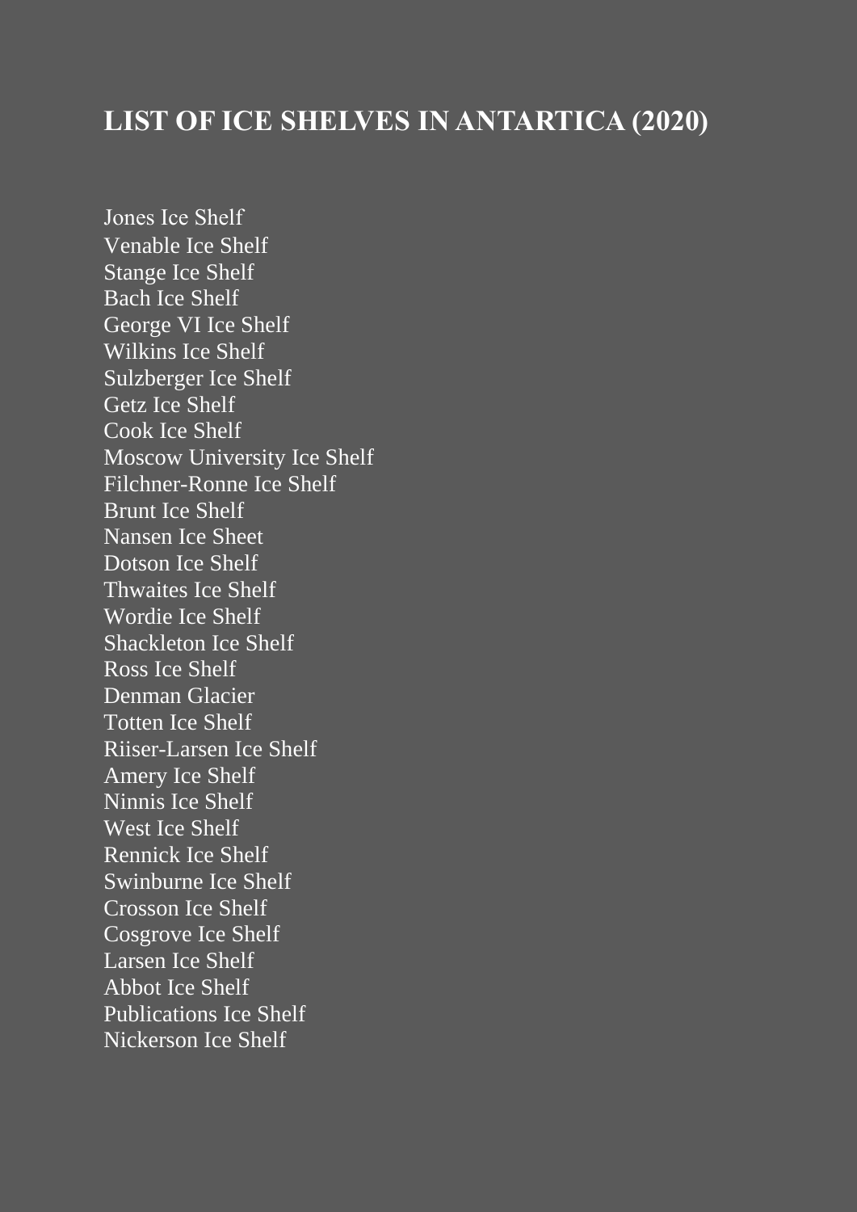# LIST OF ICE SHELVES IN ANTARTICA (2020)

Jones Ice Shelf
Venable Ice Shelf
Stange Ice Shelf
Bach Ice Shelf
George VI Ice Shelf
Wilkins Ice Shelf
Sulzberger Ice Shelf
Getz Ice Shelf
Cook Ice Shelf
Moscow University Ice Shelf
Filchner-Ronne Ice Shelf
Brunt Ice Shelf
Nansen Ice Sheet
Dotson Ice Shelf
Thwaites Ice Shelf
Wordie Ice Shelf
Shackleton Ice Shelf
Ross Ice Shelf
Denman Glacier
Totten Ice Shelf
Riiser-Larsen Ice Shelf
Amery Ice Shelf
Ninnis Ice Shelf
West Ice Shelf
Rennick Ice Shelf
Swinburne Ice Shelf
Crosson Ice Shelf
Cosgrove Ice Shelf
Larsen Ice Shelf
Abbot Ice Shelf
Publications Ice Shelf
Nickerson Ice Shelf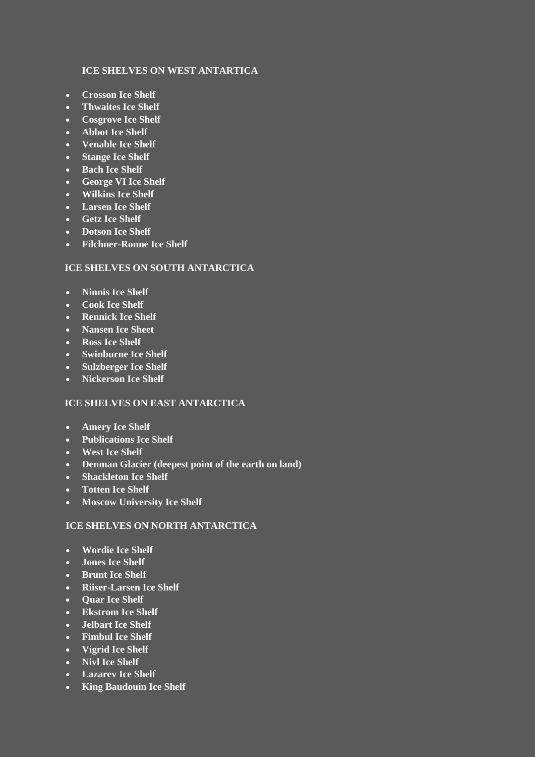**ICE SHELVES ON WEST ANTARTICA**

- **Crosson Ice Shelf**
- **Thwaites Ice Shelf**
- **Cosgrove Ice Shelf**
- **Abbot Ice Shelf**
- **Venable Ice Shelf**
- **Stange Ice Shelf**
- **Bach Ice Shelf**
- **George VI Ice Shelf**
- **Wilkins Ice Shelf**
- **Larsen Ice Shelf**
- **Getz Ice Shelf**
- **Dotson Ice Shelf**
- **Filchner-Ronne Ice Shelf**

**ICE SHELVES ON SOUTH ANTARCTICA**

- **Ninnis Ice Shelf**
- **Cook Ice Shelf**
- **Rennick Ice Shelf**
- **Nansen Ice Sheet**
- **Ross Ice Shelf**
- **Swinburne Ice Shelf**
- **Sulzberger Ice Shelf**
- **Nickerson Ice Shelf**

**ICE SHELVES ON EAST ANTARCTICA**

- **Amery Ice Shelf**
- **Publications Ice Shelf**
- **West Ice Shelf**
- **Denman Glacier (deepest point of the earth on land)**
- **Shackleton Ice Shelf**
- **Totten Ice Shelf**
- **Moscow University Ice Shelf**

**ICE SHELVES ON NORTH ANTARCTICA**

- **Wordie Ice Shelf**
- **Jones Ice Shelf**
- **Brunt Ice Shelf**
- **Riiser-Larsen Ice Shelf**
- **Quar Ice Shelf**
- **Ekstrom Ice Shelf**
- **Jelbart Ice Shelf**
- **Fimbul Ice Shelf**
- **Vigrid Ice Shelf**
- **Nivl Ice Shelf**
- **Lazarev Ice Shelf**
- **King Baudouin Ice Shelf**